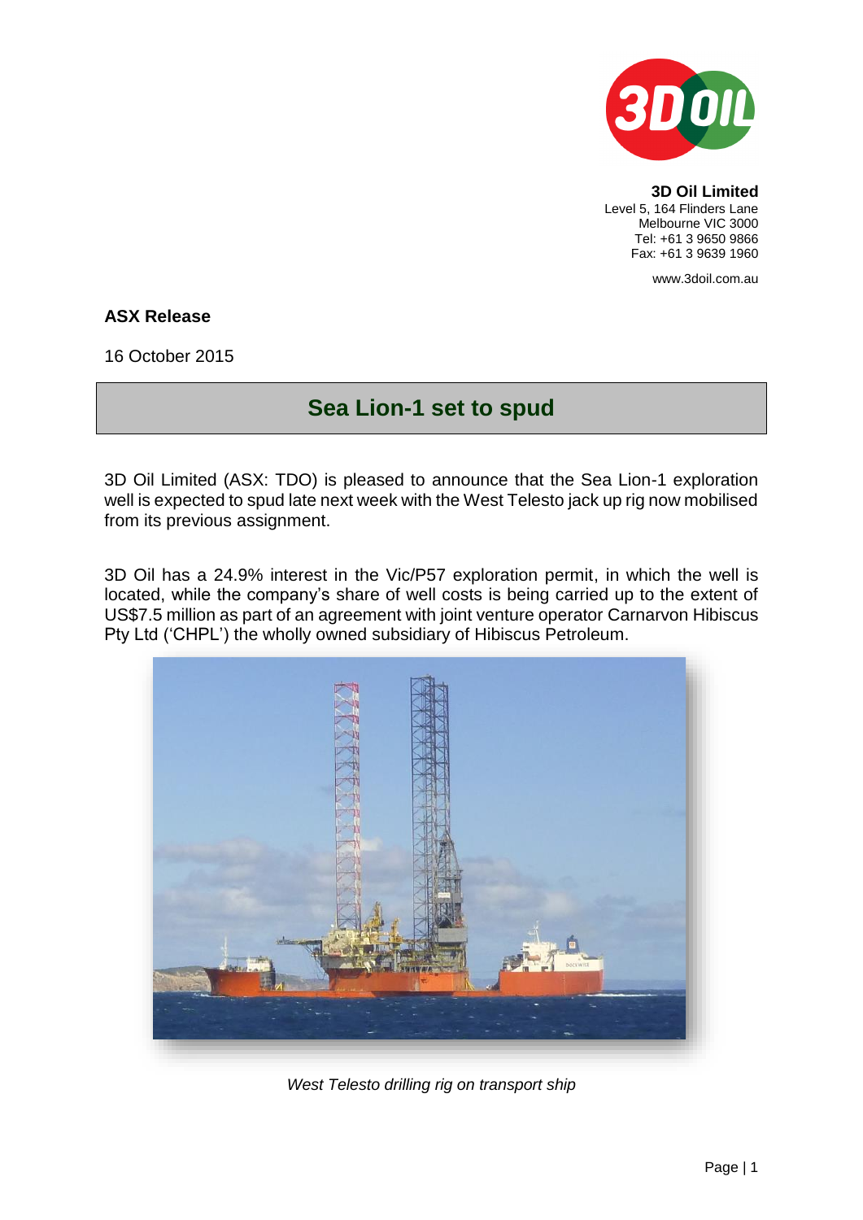**3D Oil Limited**
Level 5, 164 Flinders Lane
Melbourne VIC 3000
Tel: +61 3 9650 9866
Fax: +61 3 9639 1960

www.3doil.com.au

**ASX Release**

16 October 2015

# Sea Lion-1 set to spud

3D Oil Limited (ASX: TDO) is pleased to announce that the Sea Lion-1 exploration well is expected to spud late next week with the West Telesto jack up rig now mobilised from its previous assignment.

3D Oil has a 24.9% interest in the Vic/P57 exploration permit, in which the well is located, while the company's share of well costs is being carried up to the extent of US$7.5 million as part of an agreement with joint venture operator Carnarvon Hibiscus Pty Ltd ('CHPL') the wholly owned subsidiary of Hibiscus Petroleum.

*West Telesto drilling rig on transport ship*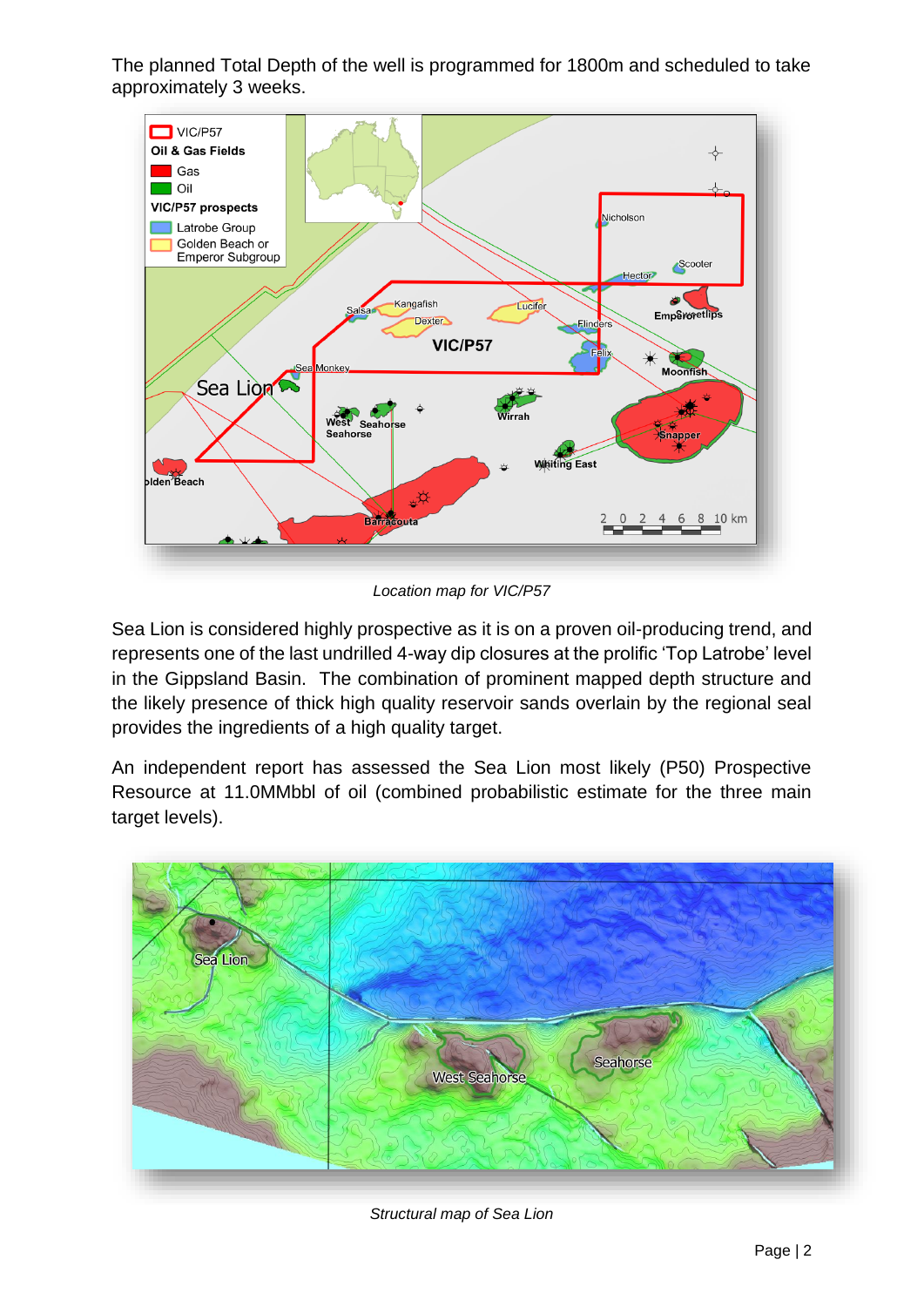The planned Total Depth of the well is programmed for 1800m and scheduled to take approximately 3 weeks.

*Location map for VIC/P57*

Sea Lion is considered highly prospective as it is on a proven oil-producing trend, and represents one of the last undrilled 4-way dip closures at the prolific 'Top Latrobe' level in the Gippsland Basin. The combination of prominent mapped depth structure and the likely presence of thick high quality reservoir sands overlain by the regional seal provides the ingredients of a high quality target.

An independent report has assessed the Sea Lion most likely (P50) Prospective Resource at 11.0MMbbl of oil (combined probabilistic estimate for the three main target levels).

*Structural map of Sea Lion*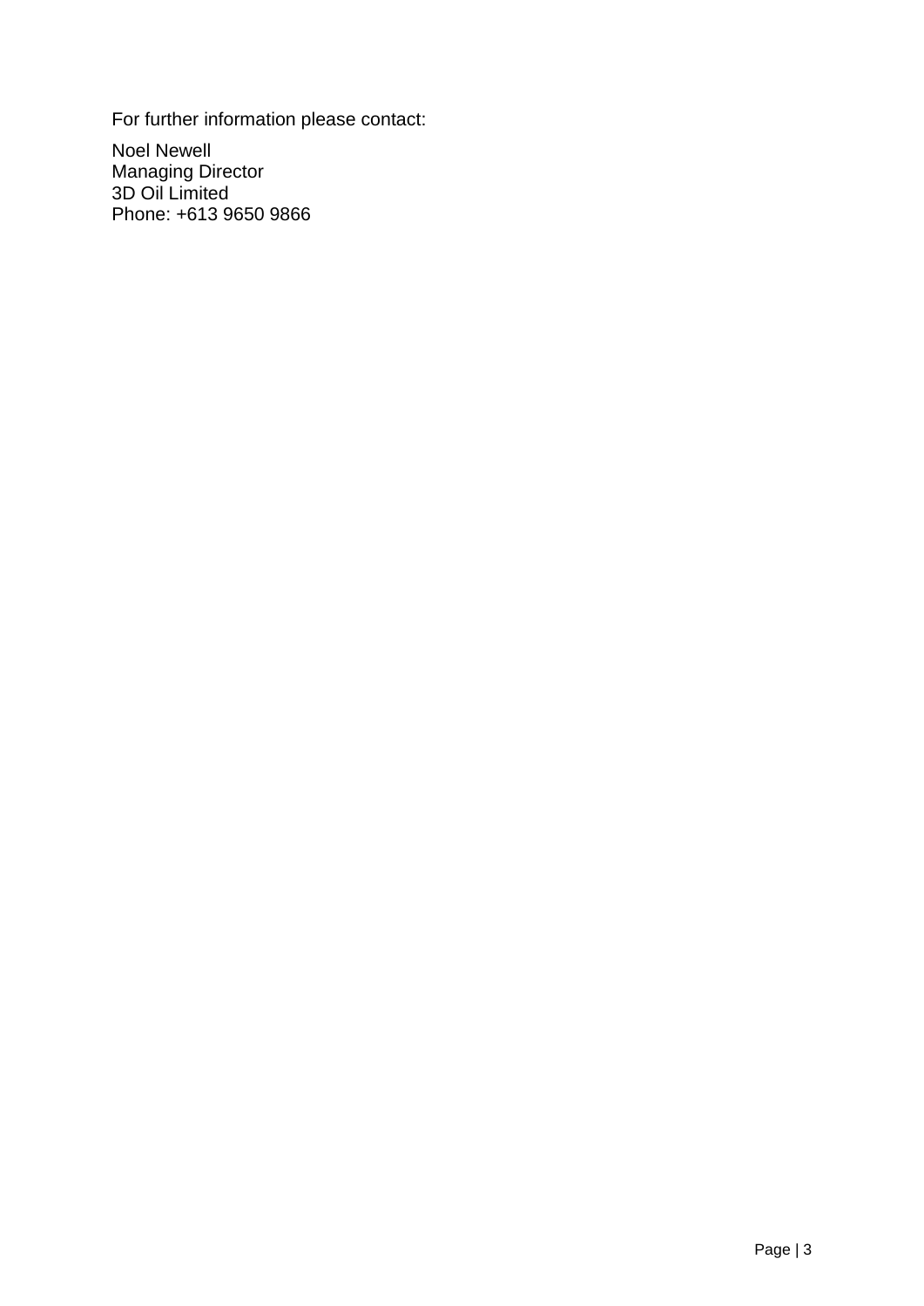For further information please contact:

Noel Newell  
Managing Director  
3D Oil Limited  
Phone: +613 9650 9866